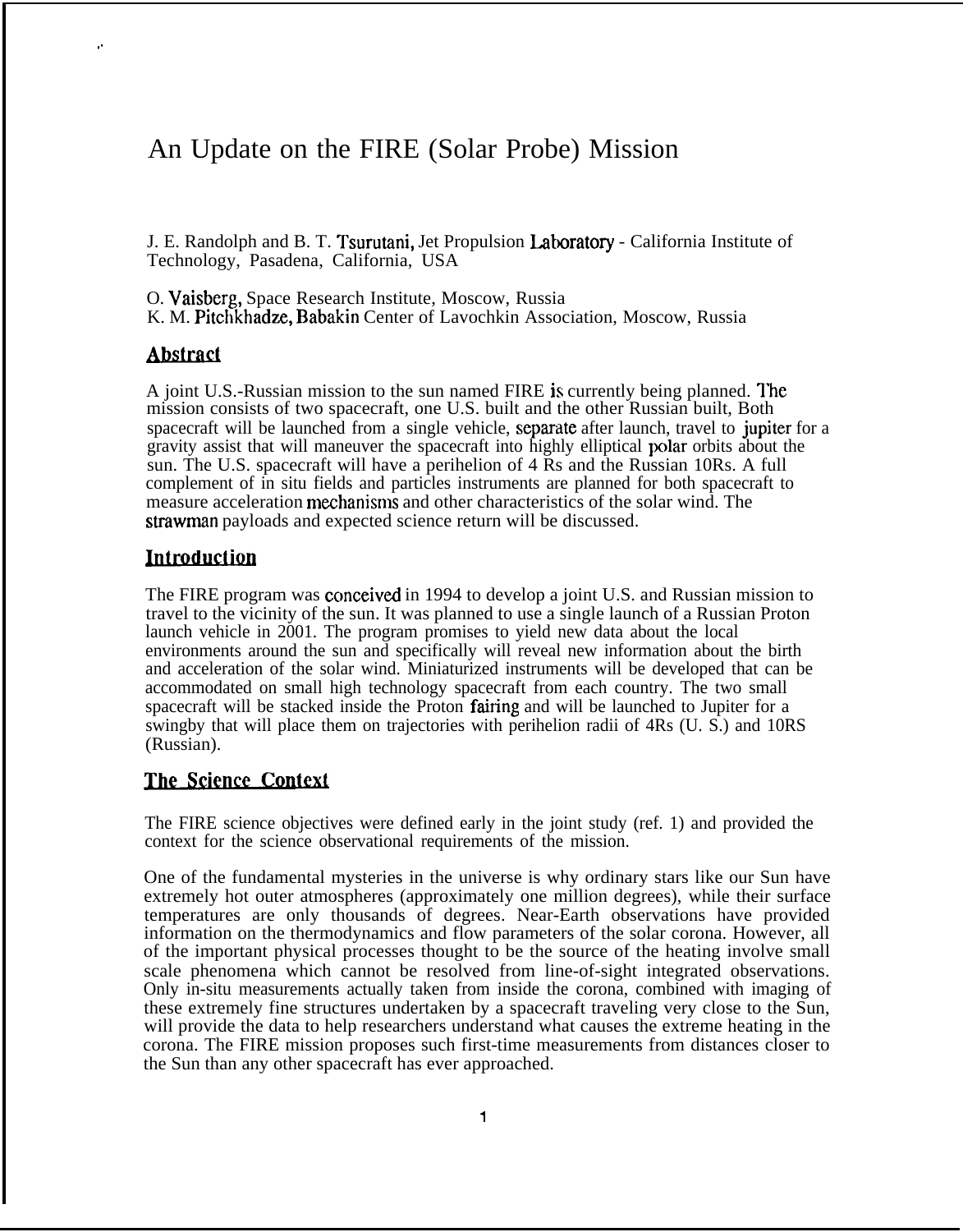# An Update on the FIRE (Solar Probe) Mission

J. E. Randolph and B. T. Tsurutani, Jet Propulsion Laboratory - California Institute of Technology, Pasadena, California, USA

O. Vaisberg, Space Research Institute, Moscow, Russia
K. M. Pitchkhadze, Babakin Center of Lavochkin Association, Moscow, Russia

## Abstract

A joint U.S.-Russian mission to the sun named FIRE is currently being planned. The mission consists of two spacecraft, one U.S. built and the other Russian built, Both spacecraft will be launched from a single vehicle, separate after launch, travel to jupiter for a gravity assist that will maneuver the spacecraft into highly elliptical polar orbits about the sun. The U.S. spacecraft will have a perihelion of 4 Rs and the Russian 10Rs. A full complement of in situ fields and particles instruments are planned for both spacecraft to measure acceleration mechanisms and other characteristics of the solar wind. The strawman payloads and expected science return will be discussed.

## Introduction

The FIRE program was conceived in 1994 to develop a joint U.S. and Russian mission to travel to the vicinity of the sun. It was planned to use a single launch of a Russian Proton launch vehicle in 2001. The program promises to yield new data about the local environments around the sun and specifically will reveal new information about the birth and acceleration of the solar wind. Miniaturized instruments will be developed that can be accommodated on small high technology spacecraft from each country. The two small spacecraft will be stacked inside the Proton fairing and will be launched to Jupiter for a swingby that will place them on trajectories with perihelion radii of 4Rs (U. S.) and 10RS (Russian).

## The Science Context

The FIRE science objectives were defined early in the joint study (ref. 1) and provided the context for the science observational requirements of the mission.

One of the fundamental mysteries in the universe is why ordinary stars like our Sun have extremely hot outer atmospheres (approximately one million degrees), while their surface temperatures are only thousands of degrees. Near-Earth observations have provided information on the thermodynamics and flow parameters of the solar corona. However, all of the important physical processes thought to be the source of the heating involve small scale phenomena which cannot be resolved from line-of-sight integrated observations. Only in-situ measurements actually taken from inside the corona, combined with imaging of these extremely fine structures undertaken by a spacecraft traveling very close to the Sun, will provide the data to help researchers understand what causes the extreme heating in the corona. The FIRE mission proposes such first-time measurements from distances closer to the Sun than any other spacecraft has ever approached.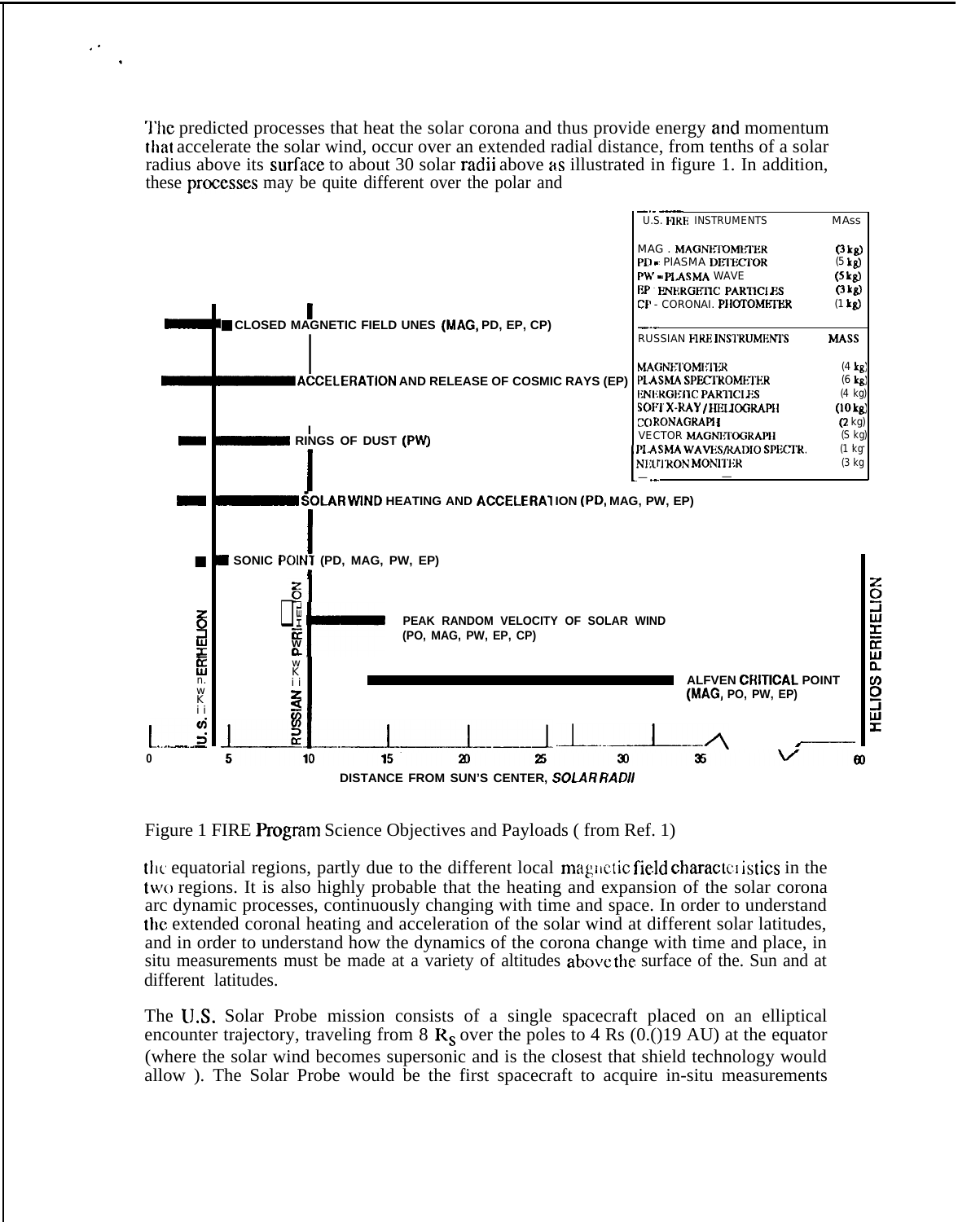The predicted processes that heat the solar corona and thus provide energy and momentum that accelerate the solar wind, occur over an extended radial distance, from tenths of a solar radius above its surface to about 30 solar radii above as illustrated in figure 1. In addition, these processes may be quite different over the polar and

| U.S. FIRE INSTRUMENTS | MASS |
|---|---|
| MAG - MAGNETOMETER | (3 kg) |
| PD - PLASMA DETECTOR | (5 kg) |
| PW - PLASMA WAVE | (5 kg) |
| EP - ENERGETIC PARTICLES | (3 kg) |
| CP - CORONAL PHOTOMETER | (1 kg) |

| RUSSIAN FIRE INSTRUMENTS | MASS |
|---|---|
| MAGNETOMETER | (4 kg) |
| PLASMA SPECTROMETER | (6 kg) |
| ENERGETIC PARTICLES | (4 kg) |
| SOFT X-RAY / HELIOGRAPH | (10 kg) |
| CORONAGRAPH | (2 kg) |
| VECTOR MAGNETOGRAPH | (5 kg) |
| PLASMA WAVES/RADIO SPECTR. | (1 kg) |
| NEUTRON MONITER | (3 kg) |

- CLOSED MAGNETIC FIELD LINES (MAG, PD, EP, CP)
- ACCELERATION AND RELEASE OF COSMIC RAYS (EP)
- RINGS OF DUST (PW)
- SOLAR WIND HEATING AND ACCELERATION (PD, MAG, PW, EP)
- SONIC POINT (PD, MAG, PW, EP)
- PEAK RANDOM VELOCITY OF SOLAR WIND (PD, MAG, PW, EP, CP)
- ALFVEN CRITICAL POINT (MAG, PD, PW, EP)

U.S. PERIHELION — RUSSIAN PERIHELION — HELIOS PERIHELION

DISTANCE FROM SUN'S CENTER, *SOLAR RADII* (0, 5, 10, 15, 20, 25, 30, 35, 60)

Figure 1 FIRE Program Science Objectives and Payloads ( from Ref. 1)

the equatorial regions, partly due to the different local magnetic field characteristics in the two regions. It is also highly probable that the heating and expansion of the solar corona are dynamic processes, continuously changing with time and space. In order to understand the extended coronal heating and acceleration of the solar wind at different solar latitudes, and in order to understand how the dynamics of the corona change with time and place, in situ measurements must be made at a variety of altitudes above the surface of the. Sun and at different latitudes.

The U.S. Solar Probe mission consists of a single spacecraft placed on an elliptical encounter trajectory, traveling from 8 $R_S$ over the poles to 4 Rs (0.019 AU) at the equator (where the solar wind becomes supersonic and is the closest that shield technology would allow ). The Solar Probe would be the first spacecraft to acquire in-situ measurements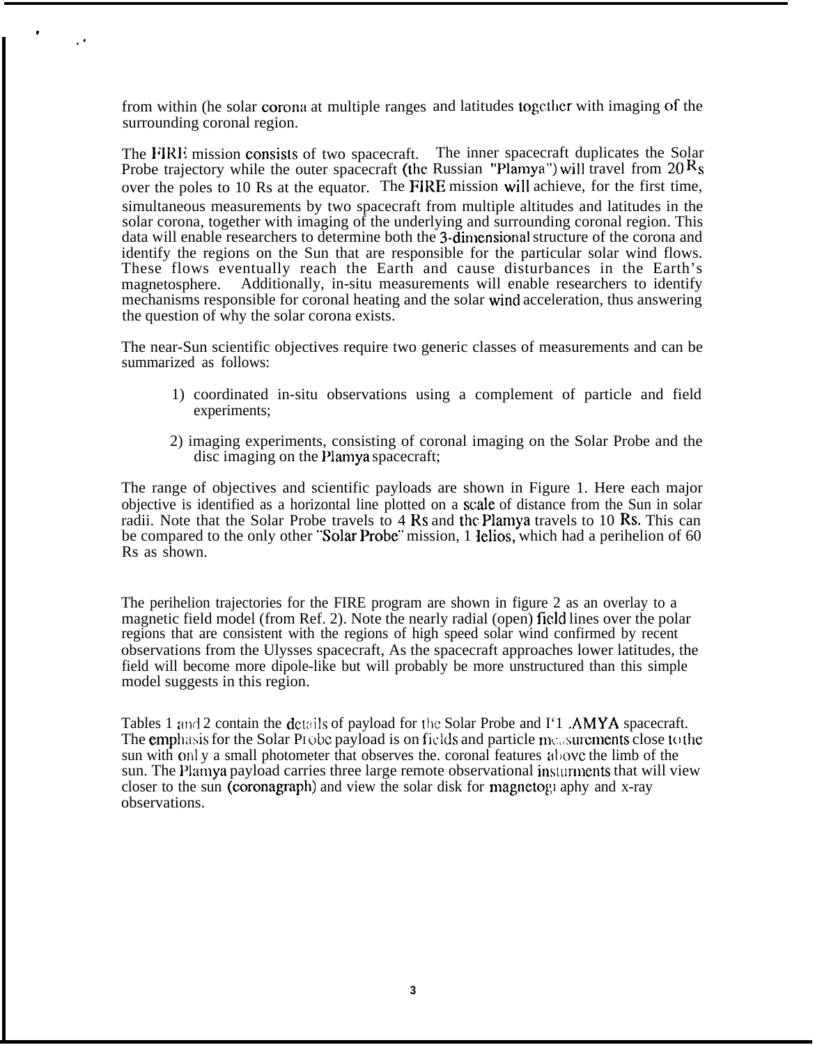from within (he solar corona at multiple ranges and latitudes together with imaging of the surrounding coronal region.

The FIRE mission consists of two spacecraft. The inner spacecraft duplicates the Solar Probe trajectory while the outer spacecraft (the Russian "Plamya") will travel from 20 Rs over the poles to 10 Rs at the equator. The FIRE mission will achieve, for the first time, simultaneous measurements by two spacecraft from multiple altitudes and latitudes in the solar corona, together with imaging of the underlying and surrounding coronal region. This data will enable researchers to determine both the 3-dimensional structure of the corona and identify the regions on the Sun that are responsible for the particular solar wind flows. These flows eventually reach the Earth and cause disturbances in the Earth's magnetosphere. Additionally, in-situ measurements will enable researchers to identify mechanisms responsible for coronal heating and the solar wind acceleration, thus answering the question of why the solar corona exists.

The near-Sun scientific objectives require two generic classes of measurements and can be summarized as follows:

1) coordinated in-situ observations using a complement of particle and field experiments;

2) imaging experiments, consisting of coronal imaging on the Solar Probe and the disc imaging on the Plamya spacecraft;

The range of objectives and scientific payloads are shown in Figure 1. Here each major objective is identified as a horizontal line plotted on a scale of distance from the Sun in solar radii. Note that the Solar Probe travels to 4 Rs and the Plamya travels to 10 Rs. This can be compared to the only other "Solar Probe" mission, Helios, which had a perihelion of 60 Rs as shown.

The perihelion trajectories for the FIRE program are shown in figure 2 as an overlay to a magnetic field model (from Ref. 2). Note the nearly radial (open) field lines over the polar regions that are consistent with the regions of high speed solar wind confirmed by recent observations from the Ulysses spacecraft, As the spacecraft approaches lower latitudes, the field will become more dipole-like but will probably be more unstructured than this simple model suggests in this region.

Tables 1 and 2 contain the details of payload for the Solar Probe and PLAMYA spacecraft. The emphasis for the Solar Probe payload is on fields and particle measurements close to the sun with only a small photometer that observes the. coronal features above the limb of the sun. The Plamya payload carries three large remote observational insturments that will view closer to the sun (coronagraph) and view the solar disk for magnetography and x-ray observations.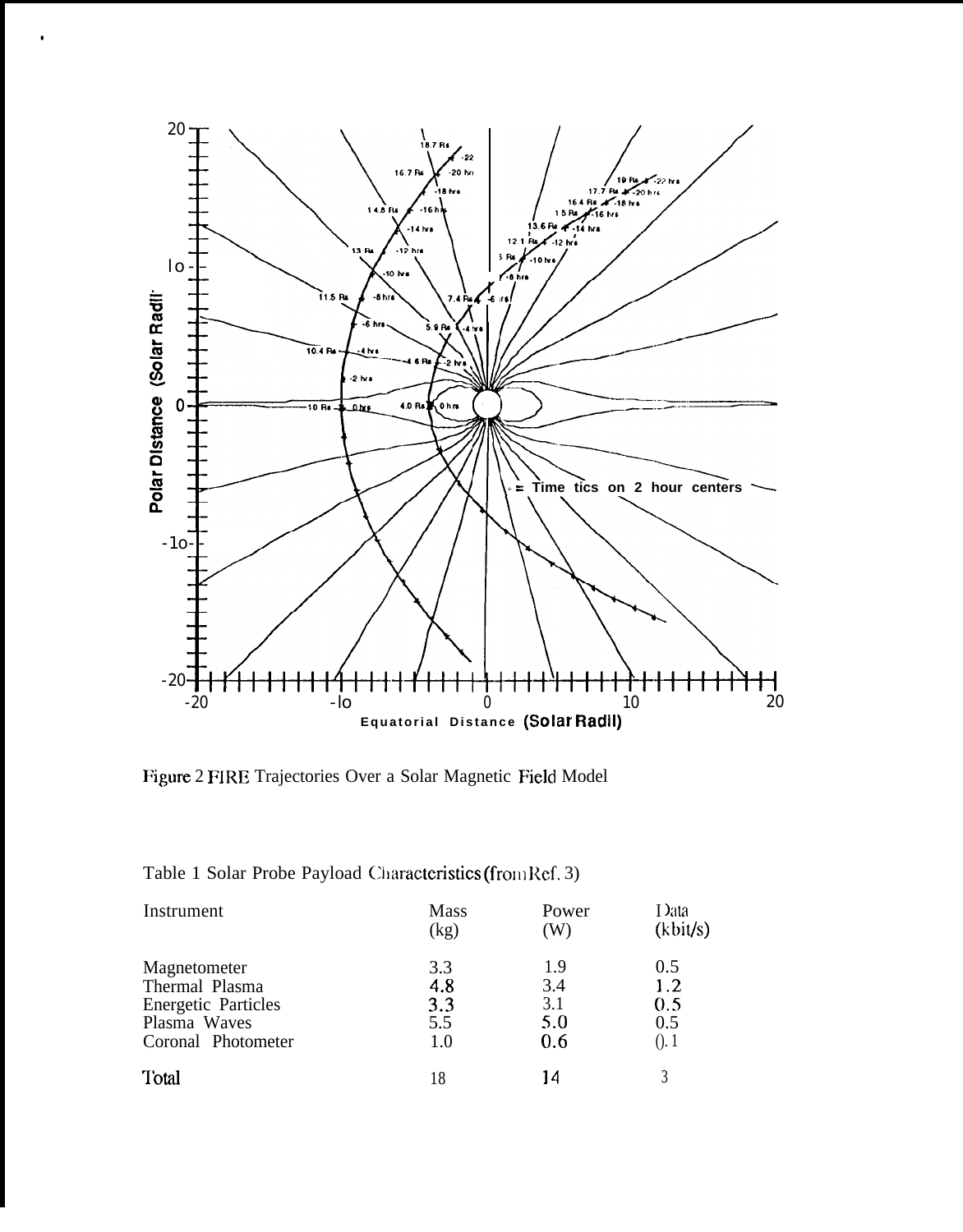Figure 2 FIRE Trajectories Over a Solar Magnetic Field Model

Table 1 Solar Probe Payload Characteristics (from Ref. 3)

| Instrument | Mass (kg) | Power (W) | Data (kbit/s) |
|---|---|---|---|
| Magnetometer | 3.3 | 1.9 | 0.5 |
| Thermal Plasma | 4.8 | 3.4 | 1.2 |
| Energetic Particles | 3.3 | 3.1 | 0.5 |
| Plasma Waves | 5.5 | 5.0 | 0.5 |
| Coronal Photometer | 1.0 | 0.6 | 0.1 |
| Total | 18 | 14 | 3 |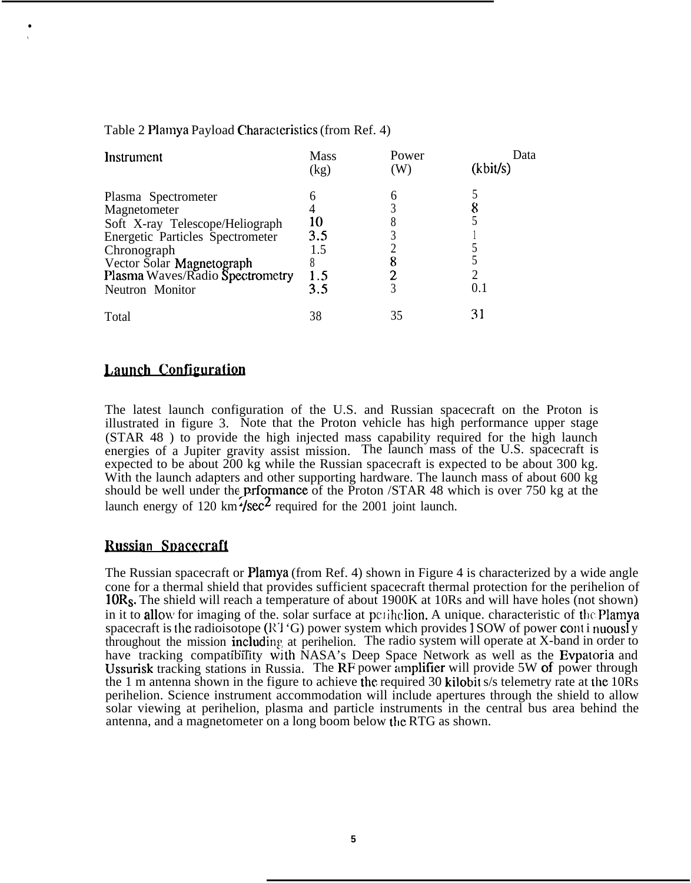Table 2 Plamya Payload Characteristics (from Ref. 4)

| Instrument | Mass (kg) | Power (W) | Data (kbit/s) |
|---|---|---|---|
| Plasma Spectrometer | 6 | 6 | 5 |
| Magnetometer | 4 | 3 | 8 |
| Soft X-ray Telescope/Heliograph | 10 | 8 | 5 |
| Energetic Particles Spectrometer | 3.5 | 3 | 1 |
| Chronograph | 1.5 | 2 | 5 |
| Vector Solar Magnetograph | 8 | 8 | 5 |
| Plasma Waves/Radio Spectrometry | 1.5 | 2 | 2 |
| Neutron Monitor | 3.5 | 3 | 0.1 |
| Total | 38 | 35 | 31 |

## Launch Configuration

The latest launch configuration of the U.S. and Russian spacecraft on the Proton is illustrated in figure 3. Note that the Proton vehicle has high performance upper stage (STAR 48 ) to provide the high injected mass capability required for the high launch energies of a Jupiter gravity assist mission. The launch mass of the U.S. spacecraft is expected to be about 200 kg while the Russian spacecraft is expected to be about 300 kg. With the launch adapters and other supporting hardware. The launch mass of about 600 kg should be well under the prformance of the Proton /STAR 48 which is over 750 kg at the launch energy of 120 $km^2/sec^2$ required for the 2001 joint launch.

## Russian Spacecraft

The Russian spacecraft or Plamya (from Ref. 4) shown in Figure 4 is characterized by a wide angle cone for a thermal shield that provides sufficient spacecraft thermal protection for the perihelion of $10R_S$. The shield will reach a temperature of about 1900K at 10Rs and will have holes (not shown) in it to allow for imaging of the. solar surface at perihelion. A unique. characteristic of the Plamya spacecraft is the radioisotope (RTG) power system which provides 150W of power continuously throughout the mission including at perihelion. The radio system will operate at X-band in order to have tracking compatibility with NASA's Deep Space Network as well as the Evpatoria and Ussurisk tracking stations in Russia. The RF power amplifier will provide 5W of power through the 1 m antenna shown in the figure to achieve the required 30 kilobit s/s telemetry rate at the 10Rs perihelion. Science instrument accommodation will include apertures through the shield to allow solar viewing at perihelion, plasma and particle instruments in the central bus area behind the antenna, and a magnetometer on a long boom below the RTG as shown.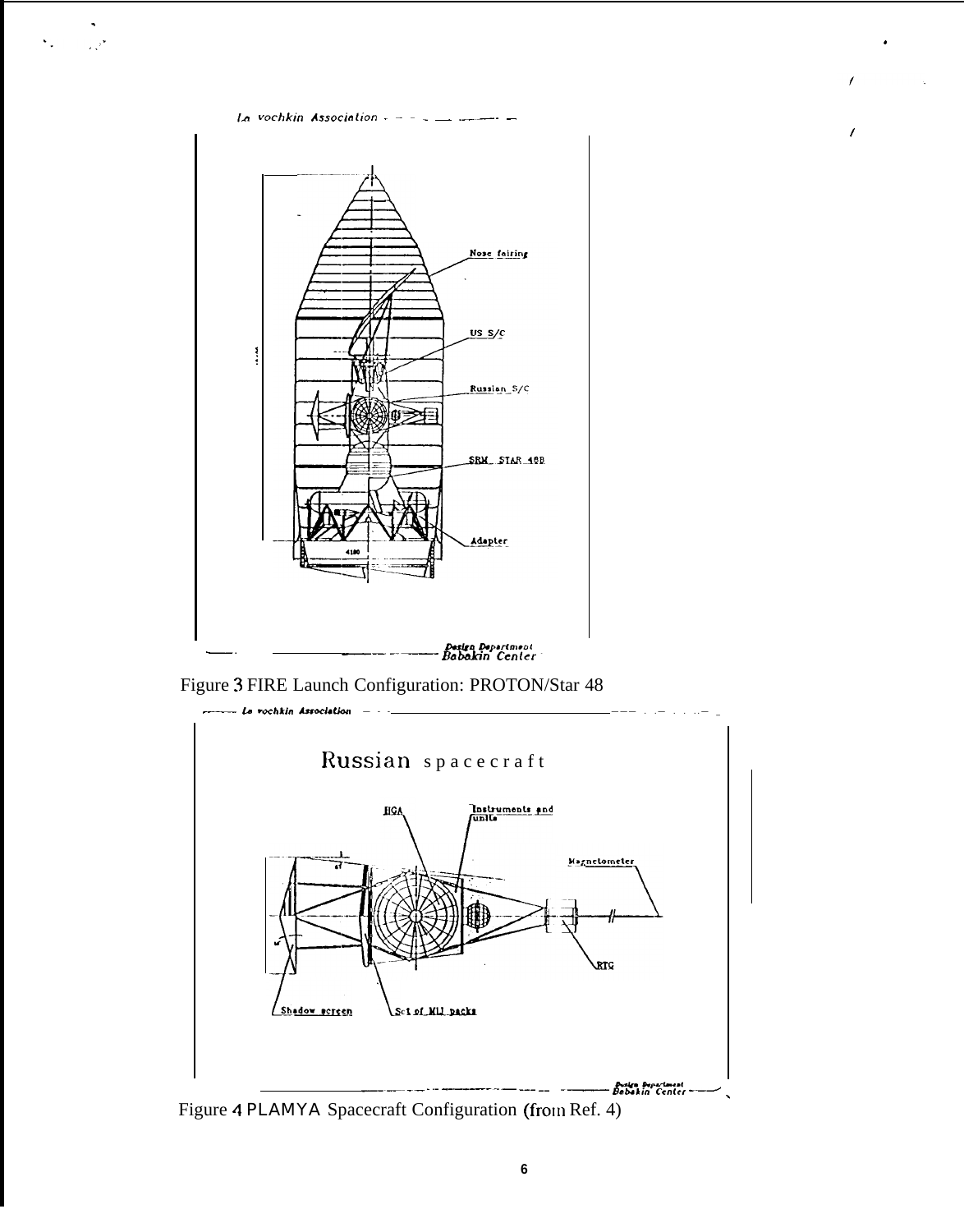Figure 3 FIRE Launch Configuration: PROTON/Star 48

Figure 4 PLAMYA Spacecraft Configuration (from Ref. 4)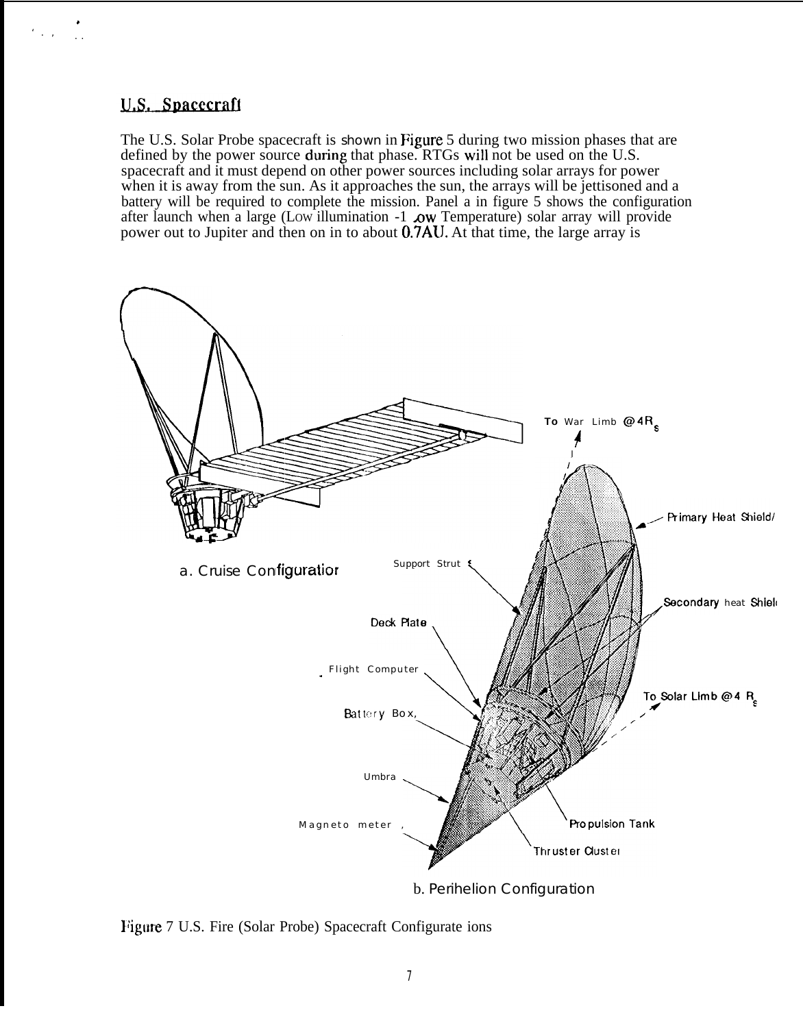## U.S. Spacecraft

The U.S. Solar Probe spacecraft is shown in Figure 5 during two mission phases that are defined by the power source during that phase. RTGs will not be used on the U.S. spacecraft and it must depend on other power sources including solar arrays for power when it is away from the sun. As it approaches the sun, the arrays will be jettisoned and a battery will be required to complete the mission. Panel a in figure 5 shows the configuration after launch when a large (Low illumination -1 .ow Temperature) solar array will provide power out to Jupiter and then on in to about 0.7AU. At that time, the large array is

a. Cruise Configuration

b. Perihelion Configuration

Figure 7 U.S. Fire (Solar Probe) Spacecraft Configurate ions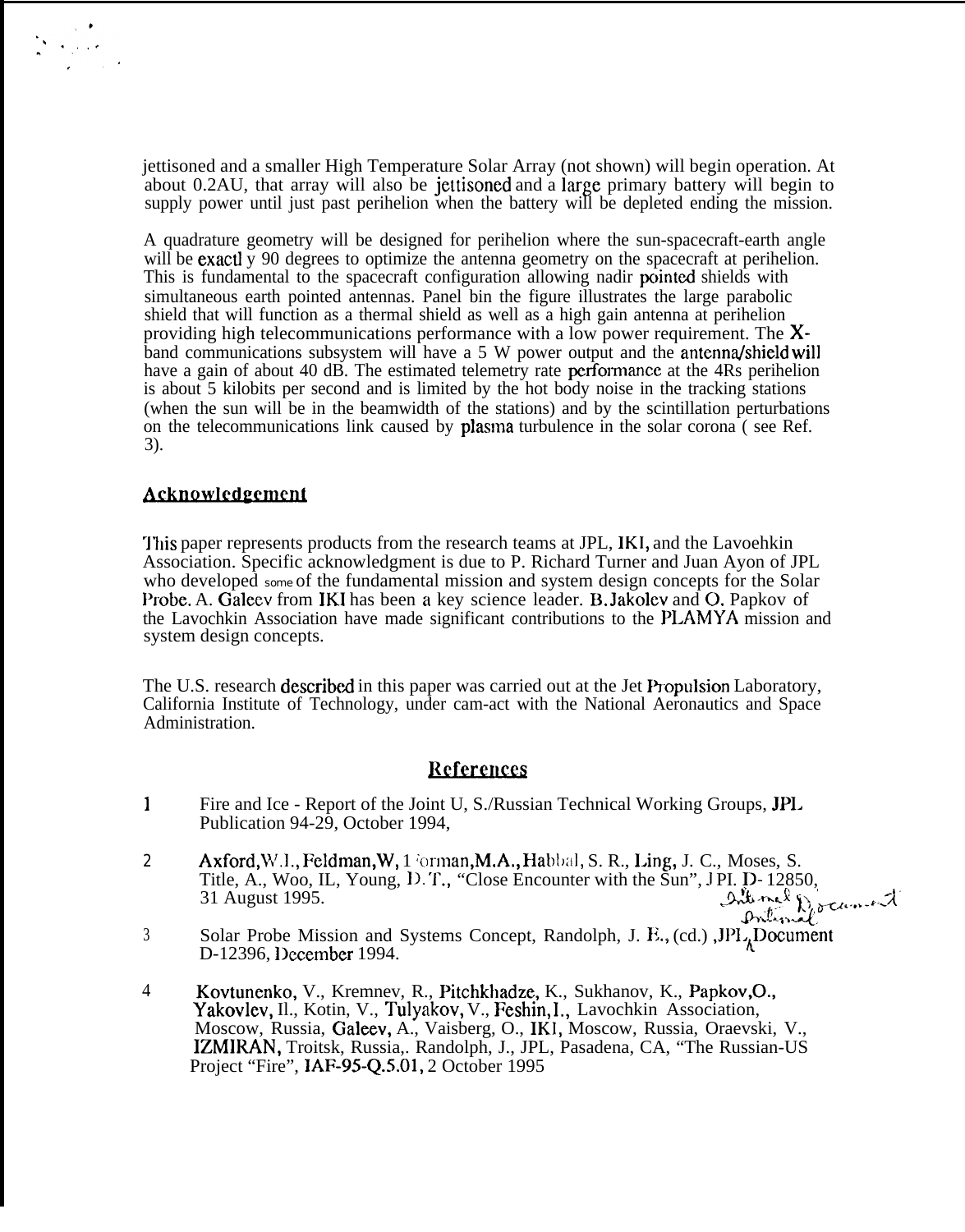jettisoned and a smaller High Temperature Solar Array (not shown) will begin operation. At about 0.2AU, that array will also be jettisoned and a large primary battery will begin to supply power until just past perihelion when the battery will be depleted ending the mission.

A quadrature geometry will be designed for perihelion where the sun-spacecraft-earth angle will be exactl y 90 degrees to optimize the antenna geometry on the spacecraft at perihelion. This is fundamental to the spacecraft configuration allowing nadir pointed shields with simultaneous earth pointed antennas. Panel bin the figure illustrates the large parabolic shield that will function as a thermal shield as well as a high gain antenna at perihelion providing high telecommunications performance with a low power requirement. The X-band communications subsystem will have a 5 W power output and the antenna/shield will have a gain of about 40 dB. The estimated telemetry rate performance at the 4Rs perihelion is about 5 kilobits per second and is limited by the hot body noise in the tracking stations (when the sun will be in the beamwidth of the stations) and by the scintillation perturbations on the telecommunications link caused by plasma turbulence in the solar corona ( see Ref. 3).

## Acknowledgement

This paper represents products from the research teams at JPL, IKI, and the Lavoehkin Association. Specific acknowledgment is due to P. Richard Turner and Juan Ayon of JPL who developed some of the fundamental mission and system design concepts for the Solar Probe. A. Galeev from IKI has been a key science leader. B. Jakolev and O. Papkov of the Lavochkin Association have made significant contributions to the PLAMYA mission and system design concepts.

The U.S. research described in this paper was carried out at the Jet Propulsion Laboratory, California Institute of Technology, under cam-act with the National Aeronautics and Space Administration.

## References

1. Fire and Ice - Report of the Joint U, S./Russian Technical Working Groups, JPL Publication 94-29, October 1994,

2. Axford, W.I., Feldman, W, Forman, M.A., Habbal, S. R., Ling, J. C., Moses, S. Title, A., Woo, IL, Young, D. T., "Close Encounter with the Sun", JPL D-12850, 31 August 1995. Internal Document

3. Solar Probe Mission and Systems Concept, Randolph, J. E., (cd.) ,JPL Internal Document D-12396, December 1994.

4. Kovtunenko, V., Kremnev, R., Pitchkhadze, K., Sukhanov, K., Papkov,O., Yakovlev, Il., Kotin, V., Tulyakov, V., Feshin, I., Lavochkin Association, Moscow, Russia, Galeev, A., Vaisberg, O., IKI, Moscow, Russia, Oraevski, V., IZMIRAN, Troitsk, Russia,. Randolph, J., JPL, Pasadena, CA, "The Russian-US Project "Fire", IAF-95-Q.5.01, 2 October 1995